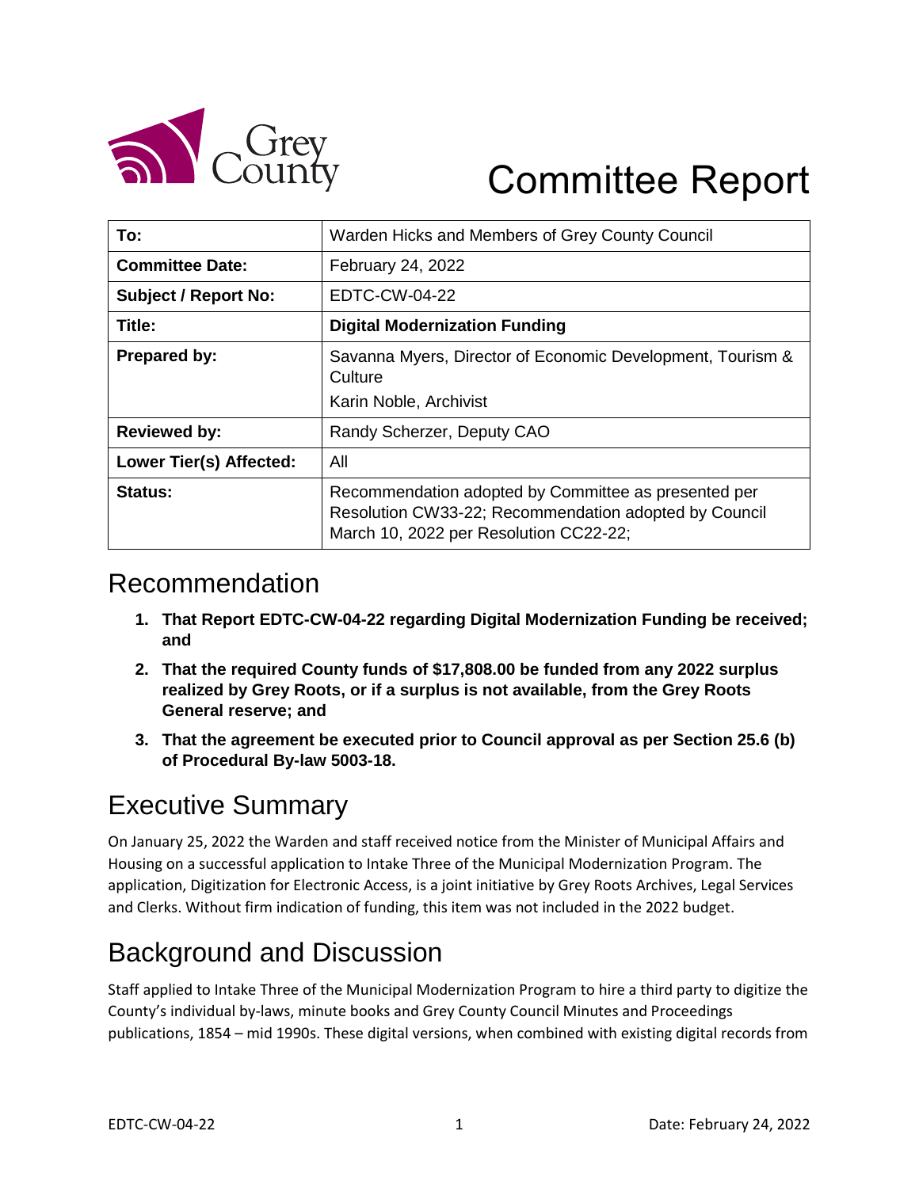# Committee Report

| To: | Warden Hicks and Members of Grey County Council |
|---|---|
| **Committee Date:** | February 24, 2022 |
| **Subject / Report No:** | EDTC-CW-04-22 |
| **Title:** | **Digital Modernization Funding** |
| **Prepared by:** | Savanna Myers, Director of Economic Development, Tourism & Culture<br>Karin Noble, Archivist |
| **Reviewed by:** | Randy Scherzer, Deputy CAO |
| **Lower Tier(s) Affected:** | All |
| **Status:** | Recommendation adopted by Committee as presented per Resolution CW33-22; Recommendation adopted by Council March 10, 2022 per Resolution CC22-22; |

## Recommendation

1. **That Report EDTC-CW-04-22 regarding Digital Modernization Funding be received; and**
2. **That the required County funds of $17,808.00 be funded from any 2022 surplus realized by Grey Roots, or if a surplus is not available, from the Grey Roots General reserve; and**
3. **That the agreement be executed prior to Council approval as per Section 25.6 (b) of Procedural By-law 5003-18.**

## Executive Summary

On January 25, 2022 the Warden and staff received notice from the Minister of Municipal Affairs and Housing on a successful application to Intake Three of the Municipal Modernization Program. The application, Digitization for Electronic Access, is a joint initiative by Grey Roots Archives, Legal Services and Clerks. Without firm indication of funding, this item was not included in the 2022 budget.

## Background and Discussion

Staff applied to Intake Three of the Municipal Modernization Program to hire a third party to digitize the County's individual by-laws, minute books and Grey County Council Minutes and Proceedings publications, 1854 – mid 1990s. These digital versions, when combined with existing digital records from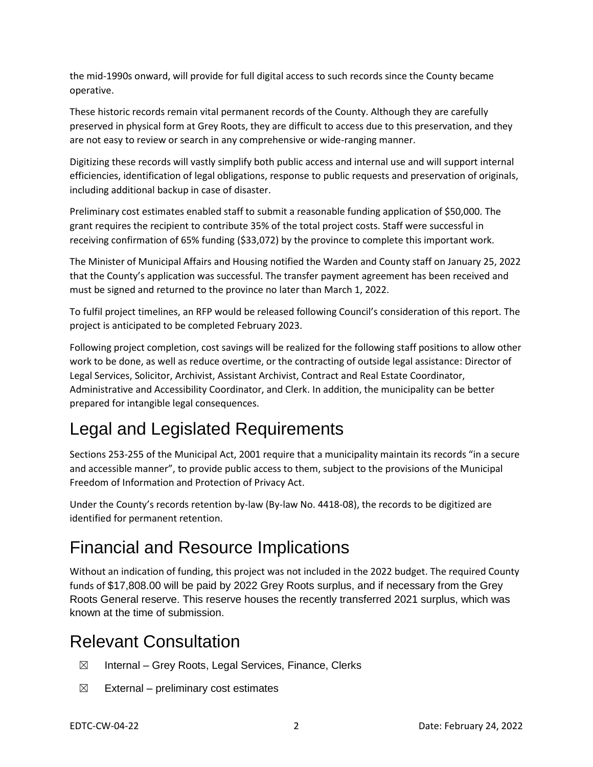the mid-1990s onward, will provide for full digital access to such records since the County became operative.

These historic records remain vital permanent records of the County. Although they are carefully preserved in physical form at Grey Roots, they are difficult to access due to this preservation, and they are not easy to review or search in any comprehensive or wide-ranging manner.

Digitizing these records will vastly simplify both public access and internal use and will support internal efficiencies, identification of legal obligations, response to public requests and preservation of originals, including additional backup in case of disaster.

Preliminary cost estimates enabled staff to submit a reasonable funding application of $50,000. The grant requires the recipient to contribute 35% of the total project costs. Staff were successful in receiving confirmation of 65% funding ($33,072) by the province to complete this important work.

The Minister of Municipal Affairs and Housing notified the Warden and County staff on January 25, 2022 that the County's application was successful. The transfer payment agreement has been received and must be signed and returned to the province no later than March 1, 2022.

To fulfil project timelines, an RFP would be released following Council's consideration of this report. The project is anticipated to be completed February 2023.

Following project completion, cost savings will be realized for the following staff positions to allow other work to be done, as well as reduce overtime, or the contracting of outside legal assistance: Director of Legal Services, Solicitor, Archivist, Assistant Archivist, Contract and Real Estate Coordinator, Administrative and Accessibility Coordinator, and Clerk. In addition, the municipality can be better prepared for intangible legal consequences.

# Legal and Legislated Requirements

Sections 253-255 of the Municipal Act, 2001 require that a municipality maintain its records "in a secure and accessible manner", to provide public access to them, subject to the provisions of the Municipal Freedom of Information and Protection of Privacy Act.

Under the County's records retention by-law (By-law No. 4418-08), the records to be digitized are identified for permanent retention.

# Financial and Resource Implications

Without an indication of funding, this project was not included in the 2022 budget. The required County funds of $17,808.00 will be paid by 2022 Grey Roots surplus, and if necessary from the Grey Roots General reserve. This reserve houses the recently transferred 2021 surplus, which was known at the time of submission.

# Relevant Consultation

- ☒ Internal – Grey Roots, Legal Services, Finance, Clerks
- ☒ External – preliminary cost estimates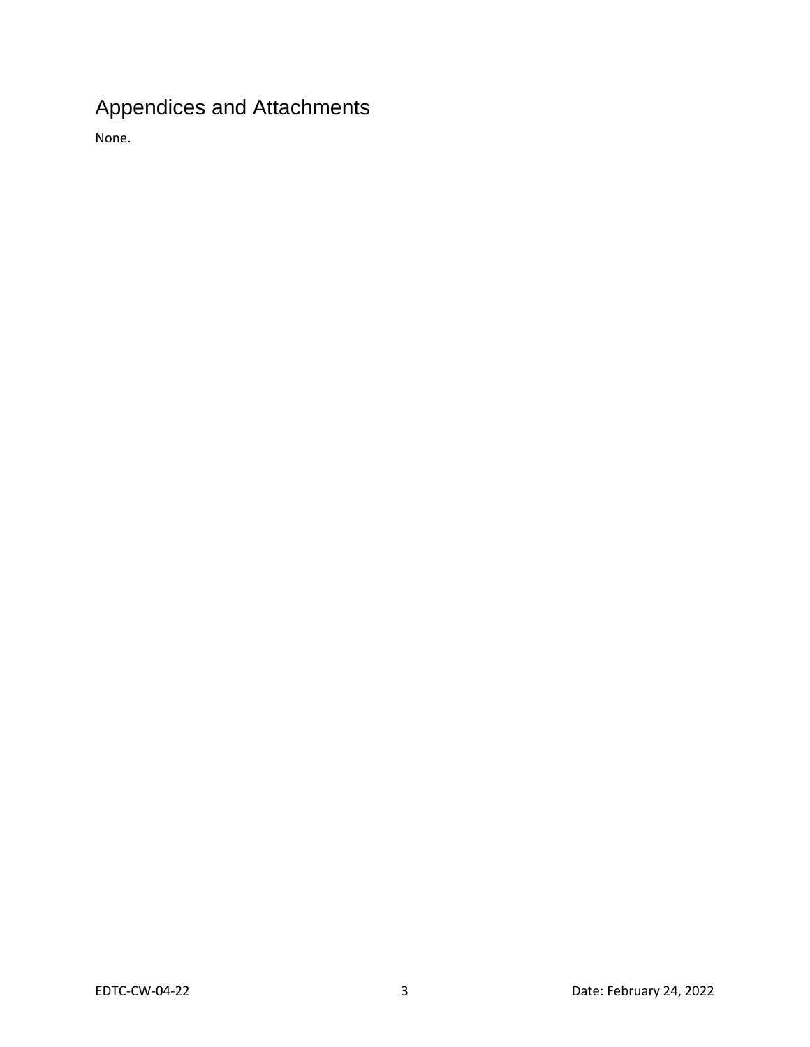## Appendices and Attachments

None.